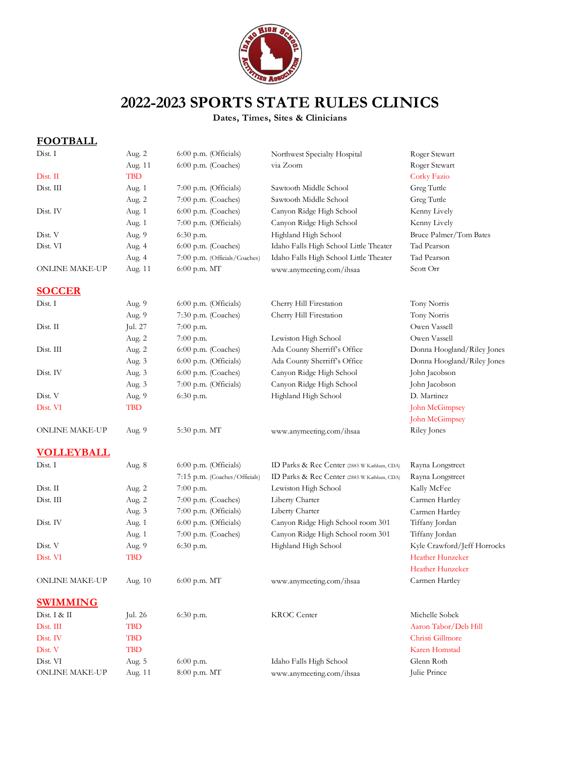# 2022-2023 SPORTS STATE RULES CLINICS

**Dates, Times, Sites & Clinicians**

## FOOTBALL

| | | | | |
|---|---|---|---|---|
| Dist. I | Aug. 2 | 6:00 p.m. (Officials) | Northwest Specialty Hospital | Roger Stewart |
| | Aug. 11 | 6:00 p.m. (Coaches) | via Zoom | Roger Stewart |
| Dist. II | TBD | | | Corky Fazio |
| Dist. III | Aug. 1 | 7:00 p.m. (Officials) | Sawtooth Middle School | Greg Tuttle |
| | Aug. 2 | 7:00 p.m. (Coaches) | Sawtooth Middle School | Greg Tuttle |
| Dist. IV | Aug. 1 | 6:00 p.m. (Coaches) | Canyon Ridge High School | Kenny Lively |
| | Aug. 1 | 7:00 p.m. (Officials) | Canyon Ridge High School | Kenny Lively |
| Dist. V | Aug. 9 | 6:30 p.m. | Highland High School | Bruce Palmer/Tom Bates |
| Dist. VI | Aug. 4 | 6:00 p.m. (Coaches) | Idaho Falls High School Little Theater | Tad Pearson |
| | Aug. 4 | 7:00 p.m. (Officials/Coaches) | Idaho Falls High School Little Theater | Tad Pearson |
| ONLINE MAKE-UP | Aug. 11 | 6:00 p.m. MT | www.anymeeting.com/ihsaa | Scott Orr |

## SOCCER

| | | | | |
|---|---|---|---|---|
| Dist. I | Aug. 9 | 6:00 p.m. (Officials) | Cherry Hill Firestation | Tony Norris |
| | Aug. 9 | 7:30 p.m. (Coaches) | Cherry Hill Firestation | Tony Norris |
| Dist. II | Jul. 27 | 7:00 p.m. | | Owen Vassell |
| | Aug. 2 | 7:00 p.m. | Lewiston High School | Owen Vassell |
| Dist. III | Aug. 2 | 6:00 p.m. (Coaches) | Ada County Sherriff's Office | Donna Hoogland/Riley Jones |
| | Aug. 3 | 6:00 p.m. (Officials) | Ada County Sherriff's Office | Donna Hoogland/Riley Jones |
| Dist. IV | Aug. 3 | 6:00 p.m. (Coaches) | Canyon Ridge High School | John Jacobson |
| | Aug. 3 | 7:00 p.m. (Officials) | Canyon Ridge High School | John Jacobson |
| Dist. V | Aug. 9 | 6:30 p.m. | Highland High School | D. Martinez |
| Dist. VI | TBD | | | John McGimpsey |
| | | | | John McGimpsey |
| ONLINE MAKE-UP | Aug. 9 | 5:30 p.m. MT | www.anymeeting.com/ihsaa | Riley Jones |

## VOLLEYBALL

| | | | | |
|---|---|---|---|---|
| Dist. I | Aug. 8 | 6:00 p.m. (Officials) | ID Parks & Rec Center (2885 W Kathleen, CDA) | Rayna Longstreet |
| | | 7:15 p.m. (Coaches/Officials) | ID Parks & Rec Center (2885 W Kathleen, CDA) | Rayna Longstreet |
| Dist. II | Aug. 2 | 7:00 p.m. | Lewiston High School | Kally McFee |
| Dist. III | Aug. 2 | 7:00 p.m. (Coaches) | Liberty Charter | Carmen Hartley |
| | Aug. 3 | 7:00 p.m. (Officials) | Liberty Charter | Carmen Hartley |
| Dist. IV | Aug. 1 | 6:00 p.m. (Officials) | Canyon Ridge High School room 301 | Tiffany Jordan |
| | Aug. 1 | 7:00 p.m. (Coaches) | Canyon Ridge High School room 301 | Tiffany Jordan |
| Dist. V | Aug. 9 | 6:30 p.m. | Highland High School | Kyle Crawford/Jeff Horrocks |
| Dist. VI | TBD | | | Heather Hunzeker |
| | | | | Heather Hunzeker |
| ONLINE MAKE-UP | Aug. 10 | 6:00 p.m. MT | www.anymeeting.com/ihsaa | Carmen Hartley |

## SWIMMING

| | | | | |
|---|---|---|---|---|
| Dist. I & II | Jul. 26 | 6:30 p.m. | KROC Center | Michelle Sobek |
| Dist. III | TBD | | | Aaron Tabor/Deb Hill |
| Dist. IV | TBD | | | Christi Gillmore |
| Dist. V | TBD | | | Karen Homstad |
| Dist. VI | Aug. 5 | 6:00 p.m. | Idaho Falls High School | Glenn Roth |
| ONLINE MAKE-UP | Aug. 11 | 8:00 p.m. MT | www.anymeeting.com/ihsaa | Julie Prince |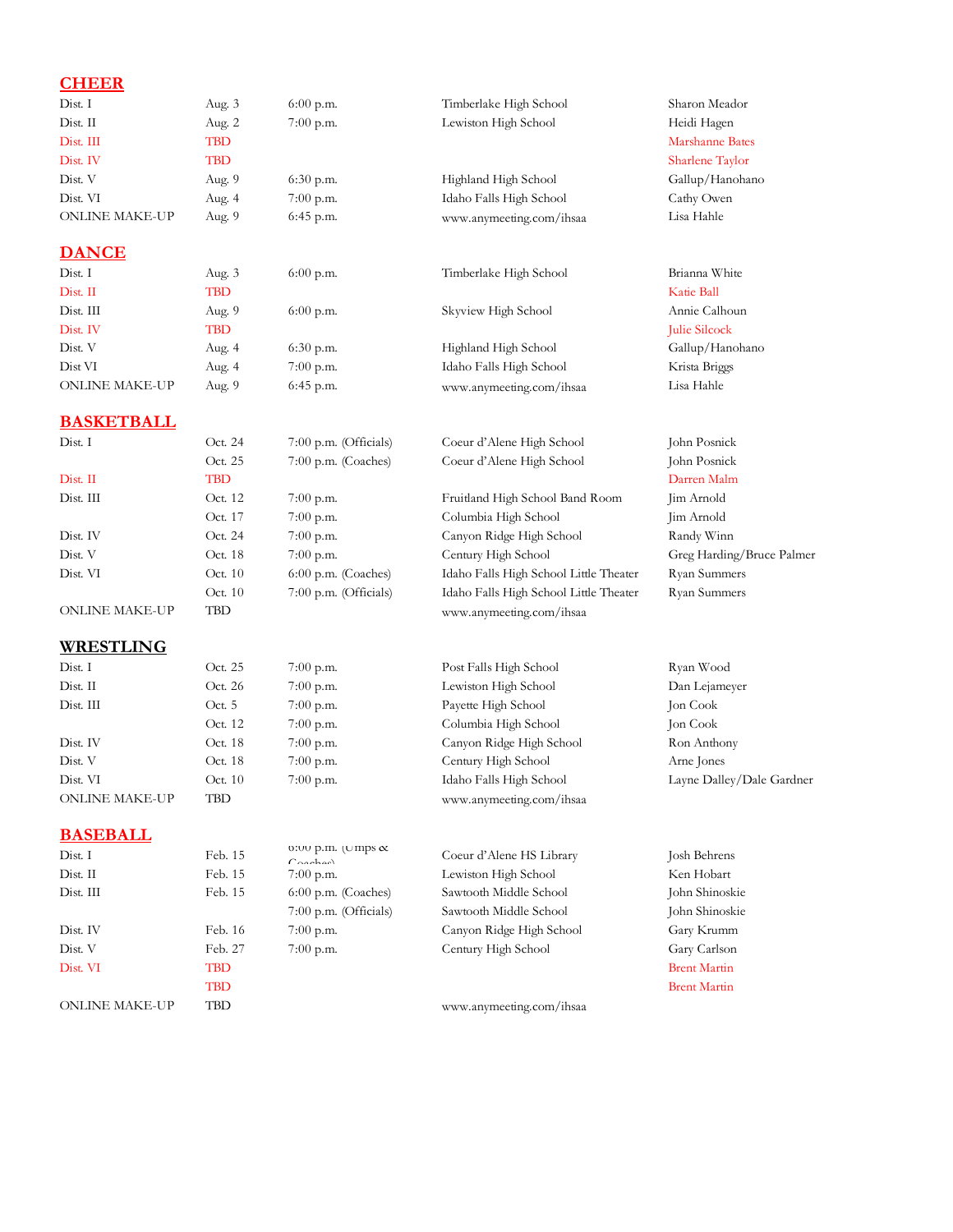## CHEER

| | | | | |
|---|---|---|---|---|
| Dist. I | Aug. 3 | 6:00 p.m. | Timberlake High School | Sharon Meador |
| Dist. II | Aug. 2 | 7:00 p.m. | Lewiston High School | Heidi Hagen |
| Dist. III | TBD | | | Marshanne Bates |
| Dist. IV | TBD | | | Sharlene Taylor |
| Dist. V | Aug. 9 | 6:30 p.m. | Highland High School | Gallup/Hanohano |
| Dist. VI | Aug. 4 | 7:00 p.m. | Idaho Falls High School | Cathy Owen |
| ONLINE MAKE-UP | Aug. 9 | 6:45 p.m. | www.anymeeting.com/ihsaa | Lisa Hahle |

## DANCE

| | | | | |
|---|---|---|---|---|
| Dist. I | Aug. 3 | 6:00 p.m. | Timberlake High School | Brianna White |
| Dist. II | TBD | | | Katie Ball |
| Dist. III | Aug. 9 | 6:00 p.m. | Skyview High School | Annie Calhoun |
| Dist. IV | TBD | | | Julie Silcock |
| Dist. V | Aug. 4 | 6:30 p.m. | Highland High School | Gallup/Hanohano |
| Dist VI | Aug. 4 | 7:00 p.m. | Idaho Falls High School | Krista Briggs |
| ONLINE MAKE-UP | Aug. 9 | 6:45 p.m. | www.anymeeting.com/ihsaa | Lisa Hahle |

## BASKETBALL

| | | | | |
|---|---|---|---|---|
| Dist. I | Oct. 24 | 7:00 p.m. (Officials) | Coeur d'Alene High School | John Posnick |
| | Oct. 25 | 7:00 p.m. (Coaches) | Coeur d'Alene High School | John Posnick |
| Dist. II | TBD | | | Darren Malm |
| Dist. III | Oct. 12 | 7:00 p.m. | Fruitland High School Band Room | Jim Arnold |
| | Oct. 17 | 7:00 p.m. | Columbia High School | Jim Arnold |
| Dist. IV | Oct. 24 | 7:00 p.m. | Canyon Ridge High School | Randy Winn |
| Dist. V | Oct. 18 | 7:00 p.m. | Century High School | Greg Harding/Bruce Palmer |
| Dist. VI | Oct. 10 | 6:00 p.m. (Coaches) | Idaho Falls High School Little Theater | Ryan Summers |
| | Oct. 10 | 7:00 p.m. (Officials) | Idaho Falls High School Little Theater | Ryan Summers |
| ONLINE MAKE-UP | TBD | | www.anymeeting.com/ihsaa | |

## WRESTLING

| | | | | |
|---|---|---|---|---|
| Dist. I | Oct. 25 | 7:00 p.m. | Post Falls High School | Ryan Wood |
| Dist. II | Oct. 26 | 7:00 p.m. | Lewiston High School | Dan Lejameyer |
| Dist. III | Oct. 5 | 7:00 p.m. | Payette High School | Jon Cook |
| | Oct. 12 | 7:00 p.m. | Columbia High School | Jon Cook |
| Dist. IV | Oct. 18 | 7:00 p.m. | Canyon Ridge High School | Ron Anthony |
| Dist. V | Oct. 18 | 7:00 p.m. | Century High School | Arne Jones |
| Dist. VI | Oct. 10 | 7:00 p.m. | Idaho Falls High School | Layne Dalley/Dale Gardner |
| ONLINE MAKE-UP | TBD | | www.anymeeting.com/ihsaa | |

## BASEBALL

| | | | | |
|---|---|---|---|---|
| Dist. I | Feb. 15 | 6:00 p.m. (Umps & Coaches) | Coeur d'Alene HS Library | Josh Behrens |
| Dist. II | Feb. 15 | 7:00 p.m. | Lewiston High School | Ken Hobart |
| Dist. III | Feb. 15 | 6:00 p.m. (Coaches) | Sawtooth Middle School | John Shinoskie |
| | | 7:00 p.m. (Officials) | Sawtooth Middle School | John Shinoskie |
| Dist. IV | Feb. 16 | 7:00 p.m. | Canyon Ridge High School | Gary Krumm |
| Dist. V | Feb. 27 | 7:00 p.m. | Century High School | Gary Carlson |
| Dist. VI | TBD | | | Brent Martin |
| | TBD | | | Brent Martin |
| ONLINE MAKE-UP | TBD | | www.anymeeting.com/ihsaa | |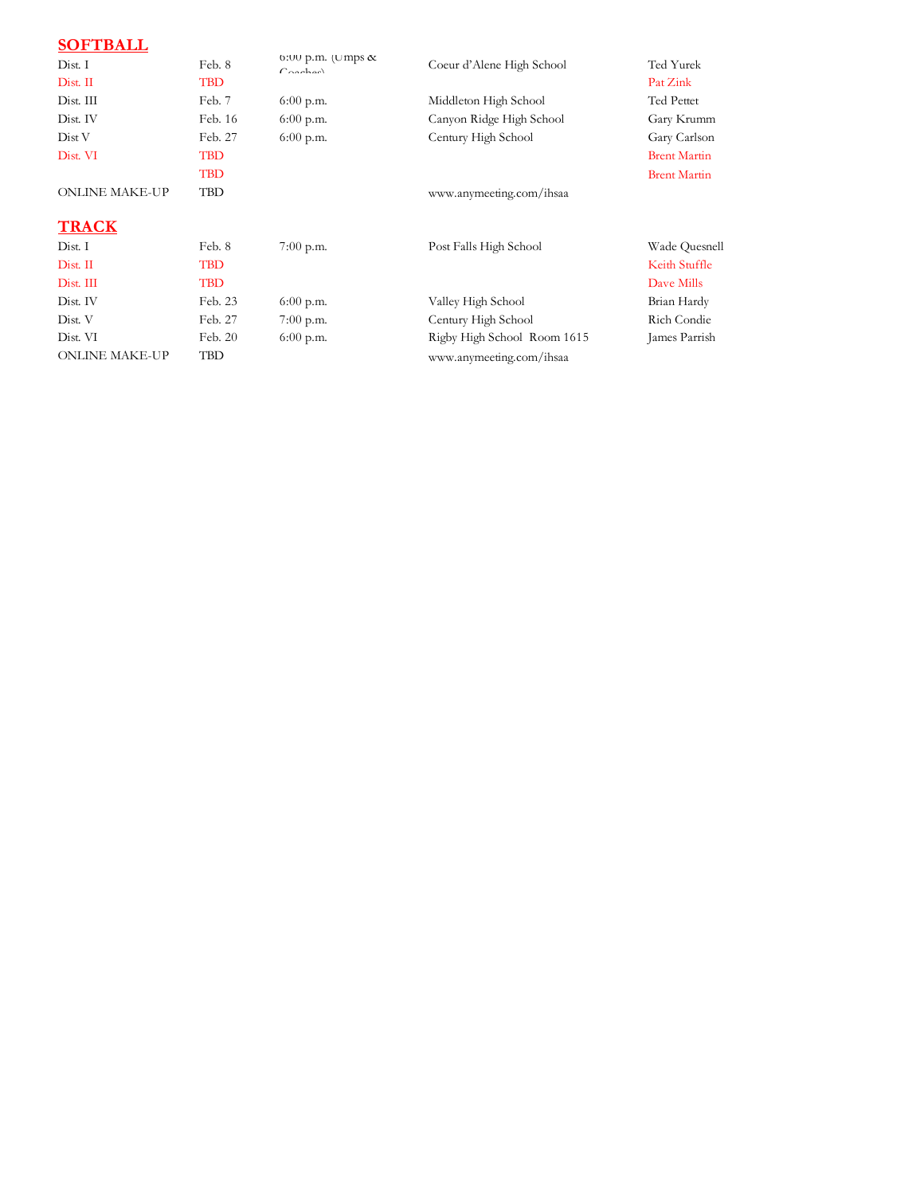## SOFTBALL

| | | | | |
|---|---|---|---|---|
| Dist. I | Feb. 8 | 6:00 p.m. (Umps & Coaches) | Coeur d'Alene High School | Ted Yurek |
| Dist. II | TBD | | | Pat Zink |
| Dist. III | Feb. 7 | 6:00 p.m. | Middleton High School | Ted Pettet |
| Dist. IV | Feb. 16 | 6:00 p.m. | Canyon Ridge High School | Gary Krumm |
| Dist V | Feb. 27 | 6:00 p.m. | Century High School | Gary Carlson |
| Dist. VI | TBD | | | Brent Martin |
| | TBD | | | Brent Martin |
| ONLINE MAKE-UP | TBD | | www.anymeeting.com/ihsaa | |

## TRACK

| | | | | |
|---|---|---|---|---|
| Dist. I | Feb. 8 | 7:00 p.m. | Post Falls High School | Wade Quesnell |
| Dist. II | TBD | | | Keith Stuffle |
| Dist. III | TBD | | | Dave Mills |
| Dist. IV | Feb. 23 | 6:00 p.m. | Valley High School | Brian Hardy |
| Dist. V | Feb. 27 | 7:00 p.m. | Century High School | Rich Condie |
| Dist. VI | Feb. 20 | 6:00 p.m. | Rigby High School Room 1615 | James Parrish |
| ONLINE MAKE-UP | TBD | | www.anymeeting.com/ihsaa | |